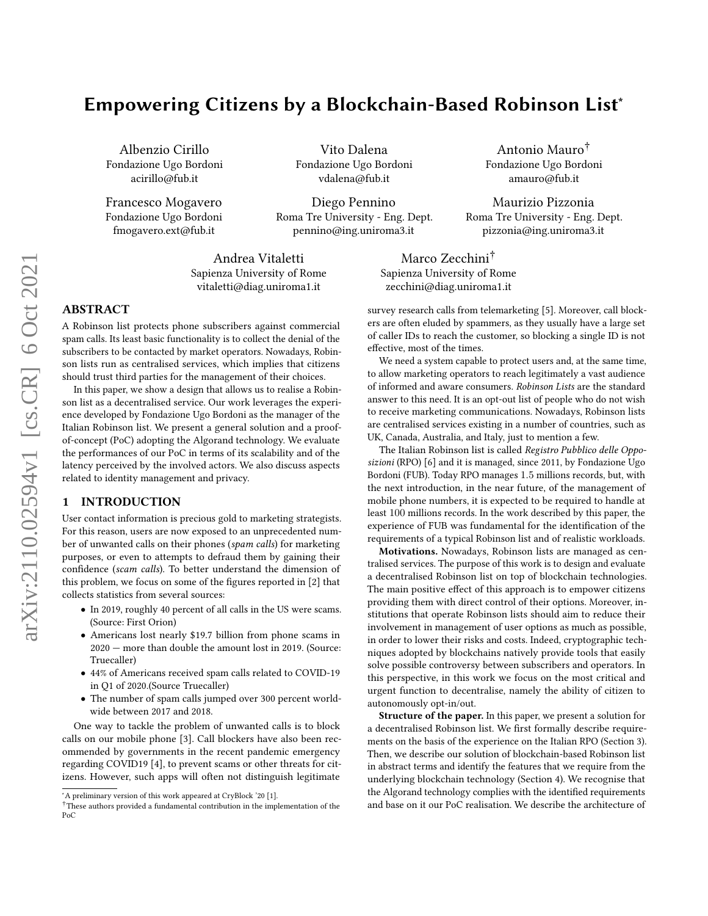# Empowering Citizens by a Blockchain-Based Robinson List*

Albenzio Cirillo
Fondazione Ugo Bordoni
acirillo@fub.it

Vito Dalena
Fondazione Ugo Bordoni
vdalena@fub.it

Antonio Mauro†
Fondazione Ugo Bordoni
amauro@fub.it

Francesco Mogavero
Fondazione Ugo Bordoni
fmogavero.ext@fub.it

Diego Pennino
Roma Tre University - Eng. Dept.
pennino@ing.uniroma3.it

Maurizio Pizzonia
Roma Tre University - Eng. Dept.
pizzonia@ing.uniroma3.it

Andrea Vitaletti
Sapienza University of Rome
vitaletti@diag.uniroma1.it

Marco Zecchini†
Sapienza University of Rome
zecchini@diag.uniroma1.it

## ABSTRACT

A Robinson list protects phone subscribers against commercial spam calls. Its least basic functionality is to collect the denial of the subscribers to be contacted by market operators. Nowadays, Robinson lists run as centralised services, which implies that citizens should trust third parties for the management of their choices.

In this paper, we show a design that allows us to realise a Robinson list as a decentralised service. Our work leverages the experience developed by Fondazione Ugo Bordoni as the manager of the Italian Robinson list. We present a general solution and a proof-of-concept (PoC) adopting the Algorand technology. We evaluate the performances of our PoC in terms of its scalability and of the latency perceived by the involved actors. We also discuss aspects related to identity management and privacy.

## 1 INTRODUCTION

User contact information is precious gold to marketing strategists. For this reason, users are now exposed to an unprecedented number of unwanted calls on their phones (*spam calls*) for marketing purposes, or even to attempts to defraud them by gaining their confidence (*scam calls*). To better understand the dimension of this problem, we focus on some of the figures reported in [2] that collects statistics from several sources:

- In 2019, roughly 40 percent of all calls in the US were scams. (Source: First Orion)
- Americans lost nearly $19.7 billion from phone scams in 2020 — more than double the amount lost in 2019. (Source: Truecaller)
- 44% of Americans received spam calls related to COVID-19 in Q1 of 2020.(Source Truecaller)
- The number of spam calls jumped over 300 percent worldwide between 2017 and 2018.

One way to tackle the problem of unwanted calls is to block calls on our mobile phone [3]. Call blockers have also been recommended by governments in the recent pandemic emergency regarding COVID19 [4], to prevent scams or other threats for citizens. However, such apps will often not distinguish legitimate survey research calls from telemarketing [5]. Moreover, call blockers are often eluded by spammers, as they usually have a large set of caller IDs to reach the customer, so blocking a single ID is not effective, most of the times.

We need a system capable to protect users and, at the same time, to allow marketing operators to reach legitimately a vast audience of informed and aware consumers. *Robinson Lists* are the standard answer to this need. It is an opt-out list of people who do not wish to receive marketing communications. Nowadays, Robinson lists are centralised services existing in a number of countries, such as UK, Canada, Australia, and Italy, just to mention a few.

The Italian Robinson list is called *Registro Pubblico delle Opposizioni* (RPO) [6] and it is managed, since 2011, by Fondazione Ugo Bordoni (FUB). Today RPO manages 1.5 millions records, but, with the next introduction, in the near future, of the management of mobile phone numbers, it is expected to be required to handle at least 100 millions records. In the work described by this paper, the experience of FUB was fundamental for the identification of the requirements of a typical Robinson list and of realistic workloads.

**Motivations.** Nowadays, Robinson lists are managed as centralised services. The purpose of this work is to design and evaluate a decentralised Robinson list on top of blockchain technologies. The main positive effect of this approach is to empower citizens providing them with direct control of their options. Moreover, institutions that operate Robinson lists should aim to reduce their involvement in management of user options as much as possible, in order to lower their risks and costs. Indeed, cryptographic techniques adopted by blockchains natively provide tools that easily solve possible controversy between subscribers and operators. In this perspective, in this work we focus on the most critical and urgent function to decentralise, namely the ability of citizen to autonomously opt-in/out.

**Structure of the paper.** In this paper, we present a solution for a decentralised Robinson list. We first formally describe requirements on the basis of the experience on the Italian RPO (Section 3). Then, we describe our solution of blockchain-based Robinson list in abstract terms and identify the features that we require from the underlying blockchain technology (Section 4). We recognise that the Algorand technology complies with the identified requirements and base on it our PoC realisation. We describe the architecture of

*A preliminary version of this work appeared at CryBlock '20 [1].
†These authors provided a fundamental contribution in the implementation of the PoC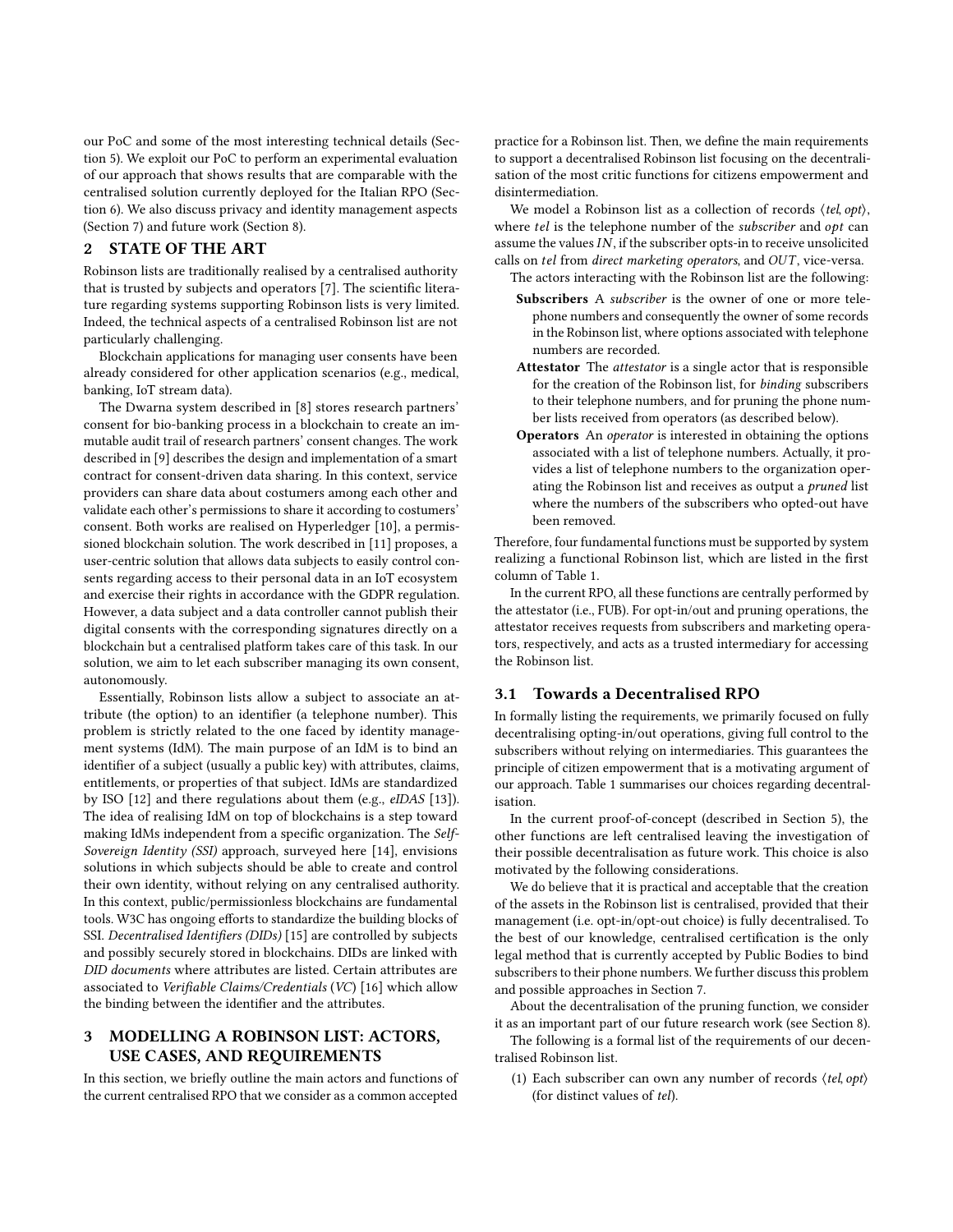our PoC and some of the most interesting technical details (Section 5). We exploit our PoC to perform an experimental evaluation of our approach that shows results that are comparable with the centralised solution currently deployed for the Italian RPO (Section 6). We also discuss privacy and identity management aspects (Section 7) and future work (Section 8).

## 2 STATE OF THE ART

Robinson lists are traditionally realised by a centralised authority that is trusted by subjects and operators [7]. The scientific literature regarding systems supporting Robinson lists is very limited. Indeed, the technical aspects of a centralised Robinson list are not particularly challenging.

Blockchain applications for managing user consents have been already considered for other application scenarios (e.g., medical, banking, IoT stream data).

The Dwarna system described in [8] stores research partners' consent for bio-banking process in a blockchain to create an immutable audit trail of research partners' consent changes. The work described in [9] describes the design and implementation of a smart contract for consent-driven data sharing. In this context, service providers can share data about costumers among each other and validate each other's permissions to share it according to costumers' consent. Both works are realised on Hyperledger [10], a permissioned blockchain solution. The work described in [11] proposes, a user-centric solution that allows data subjects to easily control consents regarding access to their personal data in an IoT ecosystem and exercise their rights in accordance with the GDPR regulation. However, a data subject and a data controller cannot publish their digital consents with the corresponding signatures directly on a blockchain but a centralised platform takes care of this task. In our solution, we aim to let each subscriber managing its own consent, autonomously.

Essentially, Robinson lists allow a subject to associate an attribute (the option) to an identifier (a telephone number). This problem is strictly related to the one faced by identity management systems (IdM). The main purpose of an IdM is to bind an identifier of a subject (usually a public key) with attributes, claims, entitlements, or properties of that subject. IdMs are standardized by ISO [12] and there regulations about them (e.g., *eIDAS* [13]). The idea of realising IdM on top of blockchains is a step toward making IdMs independent from a specific organization. The *Self-Sovereign Identity (SSI)* approach, surveyed here [14], envisions solutions in which subjects should be able to create and control their own identity, without relying on any centralised authority. In this context, public/permissionless blockchains are fundamental tools. W3C has ongoing efforts to standardize the building blocks of SSI. *Decentralised Identifiers (DIDs)* [15] are controlled by subjects and possibly securely stored in blockchains. DIDs are linked with *DID documents* where attributes are listed. Certain attributes are associated to *Verifiable Claims/Credentials* (*VC*) [16] which allow the binding between the identifier and the attributes.

## 3 MODELLING A ROBINSON LIST: ACTORS, USE CASES, AND REQUIREMENTS

In this section, we briefly outline the main actors and functions of the current centralised RPO that we consider as a common accepted practice for a Robinson list. Then, we define the main requirements to support a decentralised Robinson list focusing on the decentralisation of the most critic functions for citizens empowerment and disintermediation.

We model a Robinson list as a collection of records $\langle tel, opt \rangle$, where $tel$ is the telephone number of the *subscriber* and $opt$ can assume the values $IN$, if the subscriber opts-in to receive unsolicited calls on $tel$ from *direct marketing operators*, and $OUT$, vice-versa.

The actors interacting with the Robinson list are the following:

- **Subscribers** A *subscriber* is the owner of one or more telephone numbers and consequently the owner of some records in the Robinson list, where options associated with telephone numbers are recorded.
- **Attestator** The *attestator* is a single actor that is responsible for the creation of the Robinson list, for *binding* subscribers to their telephone numbers, and for pruning the phone number lists received from operators (as described below).
- **Operators** An *operator* is interested in obtaining the options associated with a list of telephone numbers. Actually, it provides a list of telephone numbers to the organization operating the Robinson list and receives as output a *pruned* list where the numbers of the subscribers who opted-out have been removed.

Therefore, four fundamental functions must be supported by system realizing a functional Robinson list, which are listed in the first column of Table 1.

In the current RPO, all these functions are centrally performed by the attestator (i.e., FUB). For opt-in/out and pruning operations, the attestator receives requests from subscribers and marketing operators, respectively, and acts as a trusted intermediary for accessing the Robinson list.

### 3.1 Towards a Decentralised RPO

In formally listing the requirements, we primarily focused on fully decentralising opting-in/out operations, giving full control to the subscribers without relying on intermediaries. This guarantees the principle of citizen empowerment that is a motivating argument of our approach. Table 1 summarises our choices regarding decentralisation.

In the current proof-of-concept (described in Section 5), the other functions are left centralised leaving the investigation of their possible decentralisation as future work. This choice is also motivated by the following considerations.

We do believe that it is practical and acceptable that the creation of the assets in the Robinson list is centralised, provided that their management (i.e. opt-in/opt-out choice) is fully decentralised. To the best of our knowledge, centralised certification is the only legal method that is currently accepted by Public Bodies to bind subscribers to their phone numbers. We further discuss this problem and possible approaches in Section 7.

About the decentralisation of the pruning function, we consider it as an important part of our future research work (see Section 8).

The following is a formal list of the requirements of our decentralised Robinson list.

(1) Each subscriber can own any number of records $\langle tel, opt \rangle$ (for distinct values of $tel$).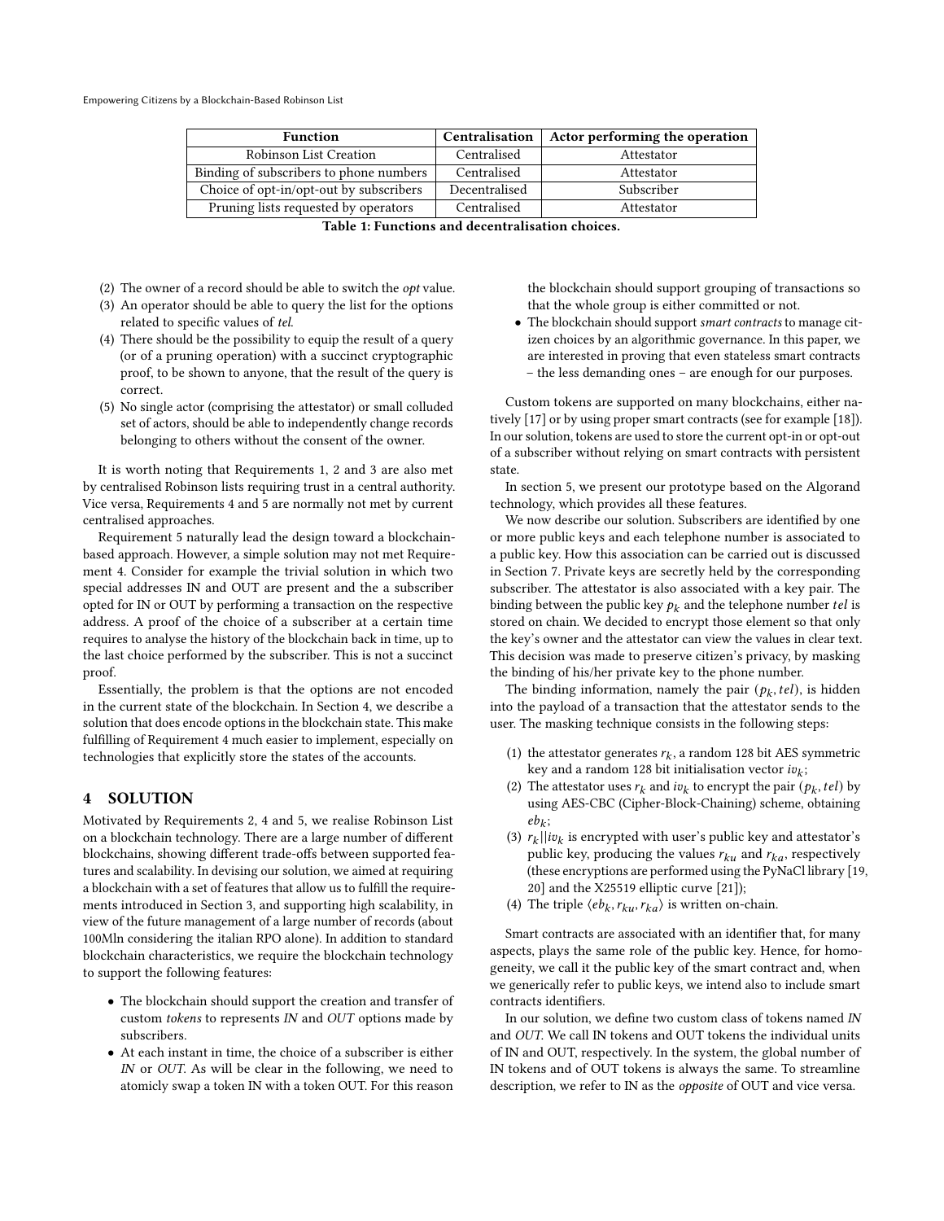| Function | Centralisation | Actor performing the operation |
|---|---|---|
| Robinson List Creation | Centralised | Attestator |
| Binding of subscribers to phone numbers | Centralised | Attestator |
| Choice of opt-in/opt-out by subscribers | Decentralised | Subscriber |
| Pruning lists requested by operators | Centralised | Attestator |

**Table 1: Functions and decentralisation choices.**

(2) The owner of a record should be able to switch the *opt* value.
(3) An operator should be able to query the list for the options related to specific values of *tel*.
(4) There should be the possibility to equip the result of a query (or of a pruning operation) with a succinct cryptographic proof, to be shown to anyone, that the result of the query is correct.
(5) No single actor (comprising the attestator) or small colluded set of actors, should be able to independently change records belonging to others without the consent of the owner.

It is worth noting that Requirements 1, 2 and 3 are also met by centralised Robinson lists requiring trust in a central authority. Vice versa, Requirements 4 and 5 are normally not met by current centralised approaches.

Requirement 5 naturally lead the design toward a blockchain-based approach. However, a simple solution may not met Requirement 4. Consider for example the trivial solution in which two special addresses IN and OUT are present and the a subscriber opted for IN or OUT by performing a transaction on the respective address. A proof of the choice of a subscriber at a certain time requires to analyse the history of the blockchain back in time, up to the last choice performed by the subscriber. This is not a succinct proof.

Essentially, the problem is that the options are not encoded in the current state of the blockchain. In Section 4, we describe a solution that does encode options in the blockchain state. This make fulfilling of Requirement 4 much easier to implement, especially on technologies that explicitly store the states of the accounts.

## 4 SOLUTION

Motivated by Requirements 2, 4 and 5, we realise Robinson List on a blockchain technology. There are a large number of different blockchains, showing different trade-offs between supported features and scalability. In devising our solution, we aimed at requiring a blockchain with a set of features that allow us to fulfill the requirements introduced in Section 3, and supporting high scalability, in view of the future management of a large number of records (about 100Mln considering the italian RPO alone). In addition to standard blockchain characteristics, we require the blockchain technology to support the following features:

- The blockchain should support the creation and transfer of custom *tokens* to represents *IN* and *OUT* options made by subscribers.
- At each instant in time, the choice of a subscriber is either *IN* or *OUT*. As will be clear in the following, we need to atomicly swap a token IN with a token OUT. For this reason the blockchain should support grouping of transactions so that the whole group is either committed or not.
- The blockchain should support *smart contracts* to manage citizen choices by an algorithmic governance. In this paper, we are interested in proving that even stateless smart contracts – the less demanding ones – are enough for our purposes.

Custom tokens are supported on many blockchains, either natively [17] or by using proper smart contracts (see for example [18]). In our solution, tokens are used to store the current opt-in or opt-out of a subscriber without relying on smart contracts with persistent state.

In section 5, we present our prototype based on the Algorand technology, which provides all these features.

We now describe our solution. Subscribers are identified by one or more public keys and each telephone number is associated to a public key. How this association can be carried out is discussed in Section 7. Private keys are secretly held by the corresponding subscriber. The attestator is also associated with a key pair. The binding between the public key $p_k$ and the telephone number $tel$ is stored on chain. We decided to encrypt those element so that only the key's owner and the attestator can view the values in clear text. This decision was made to preserve citizen's privacy, by masking the binding of his/her private key to the phone number.

The binding information, namely the pair $(p_k, tel)$, is hidden into the payload of a transaction that the attestator sends to the user. The masking technique consists in the following steps:

(1) the attestator generates $r_k$, a random 128 bit AES symmetric key and a random 128 bit initialisation vector $iv_k$;
(2) The attestator uses $r_k$ and $iv_k$ to encrypt the pair $(p_k, tel)$ by using AES-CBC (Cipher-Block-Chaining) scheme, obtaining $eb_k$;
(3) $r_k || iv_k$ is encrypted with user's public key and attestator's public key, producing the values $r_{ku}$ and $r_{ka}$, respectively (these encryptions are performed using the PyNaCl library [19, 20] and the X25519 elliptic curve [21]);
(4) The triple $\langle eb_k, r_{ku}, r_{ka} \rangle$ is written on-chain.

Smart contracts are associated with an identifier that, for many aspects, plays the same role of the public key. Hence, for homogeneity, we call it the public key of the smart contract and, when we generically refer to public keys, we intend also to include smart contracts identifiers.

In our solution, we define two custom class of tokens named *IN* and *OUT*. We call IN tokens and OUT tokens the individual units of IN and OUT, respectively. In the system, the global number of IN tokens and of OUT tokens is always the same. To streamline description, we refer to IN as the *opposite* of OUT and vice versa.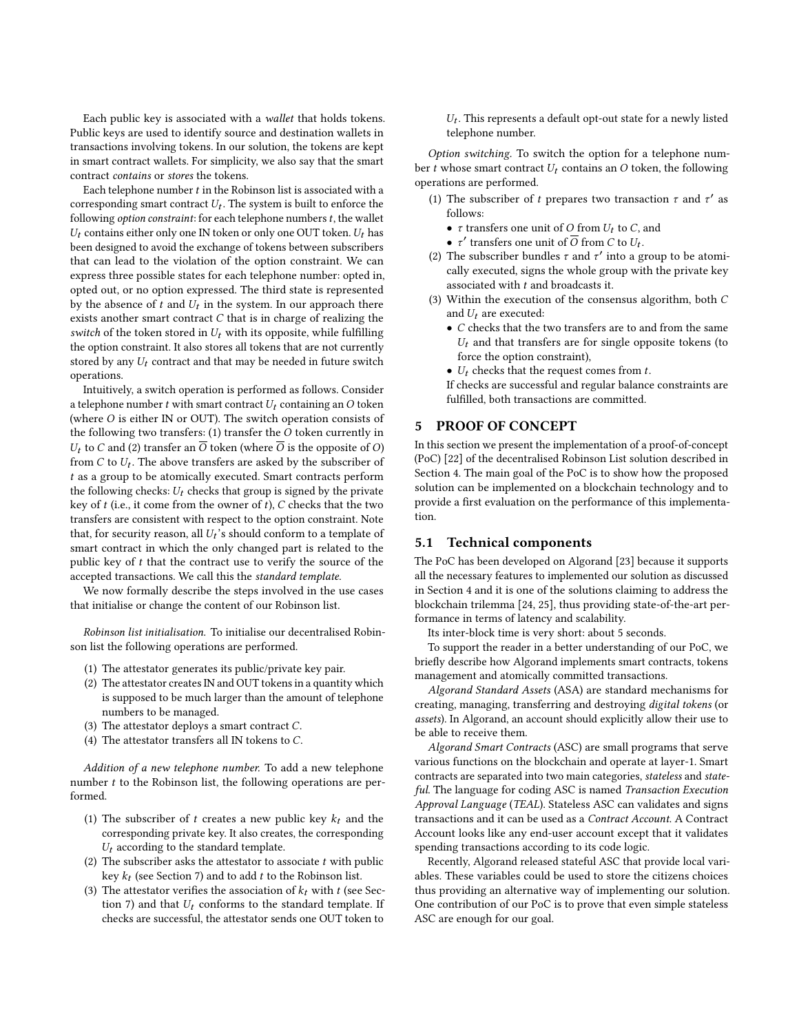Each public key is associated with a *wallet* that holds tokens. Public keys are used to identify source and destination wallets in transactions involving tokens. In our solution, the tokens are kept in smart contract wallets. For simplicity, we also say that the smart contract *contains* or *stores* the tokens.

Each telephone number $t$ in the Robinson list is associated with a corresponding smart contract $U_t$. The system is built to enforce the following *option constraint*: for each telephone numbers $t$, the wallet $U_t$ contains either only one IN token or only one OUT token. $U_t$ has been designed to avoid the exchange of tokens between subscribers that can lead to the violation of the option constraint. We can express three possible states for each telephone number: opted in, opted out, or no option expressed. The third state is represented by the absence of $t$ and $U_t$ in the system. In our approach there exists another smart contract $C$ that is in charge of realizing the *switch* of the token stored in $U_t$ with its opposite, while fulfilling the option constraint. It also stores all tokens that are not currently stored by any $U_t$ contract and that may be needed in future switch operations.

Intuitively, a switch operation is performed as follows. Consider a telephone number $t$ with smart contract $U_t$ containing an $O$ token (where $O$ is either IN or OUT). The switch operation consists of the following two transfers: (1) transfer the $O$ token currently in $U_t$ to $C$ and (2) transfer an $\overline{O}$ token (where $\overline{O}$ is the opposite of $O$) from $C$ to $U_t$. The above transfers are asked by the subscriber of $t$ as a group to be atomically executed. Smart contracts perform the following checks: $U_t$ checks that group is signed by the private key of $t$ (i.e., it come from the owner of $t$), $C$ checks that the two transfers are consistent with respect to the option constraint. Note that, for security reason, all $U_t$'s should conform to a template of smart contract in which the only changed part is related to the public key of $t$ that the contract use to verify the source of the accepted transactions. We call this the *standard template*.

We now formally describe the steps involved in the use cases that initialise or change the content of our Robinson list.

*Robinson list initialisation.* To initialise our decentralised Robinson list the following operations are performed.

(1) The attestator generates its public/private key pair.
(2) The attestator creates IN and OUT tokens in a quantity which is supposed to be much larger than the amount of telephone numbers to be managed.
(3) The attestator deploys a smart contract $C$.
(4) The attestator transfers all IN tokens to $C$.

*Addition of a new telephone number.* To add a new telephone number $t$ to the Robinson list, the following operations are performed.

(1) The subscriber of $t$ creates a new public key $k_t$ and the corresponding private key. It also creates, the corresponding $U_t$ according to the standard template.
(2) The subscriber asks the attestator to associate $t$ with public key $k_t$ (see Section 7) and to add $t$ to the Robinson list.
(3) The attestator verifies the association of $k_t$ with $t$ (see Section 7) and that $U_t$ conforms to the standard template. If checks are successful, the attestator sends one OUT token to $U_t$. This represents a default opt-out state for a newly listed telephone number.

*Option switching.* To switch the option for a telephone number $t$ whose smart contract $U_t$ contains an $O$ token, the following operations are performed.

(1) The subscriber of $t$ prepares two transaction $\tau$ and $\tau'$ as follows:
   - $\tau$ transfers one unit of $O$ from $U_t$ to $C$, and
   - $\tau'$ transfers one unit of $\overline{O}$ from $C$ to $U_t$.
(2) The subscriber bundles $\tau$ and $\tau'$ into a group to be atomically executed, signs the whole group with the private key associated with $t$ and broadcasts it.
(3) Within the execution of the consensus algorithm, both $C$ and $U_t$ are executed:
   - $C$ checks that the two transfers are to and from the same $U_t$ and that transfers are for single opposite tokens (to force the option constraint),
   - $U_t$ checks that the request comes from $t$.

   If checks are successful and regular balance constraints are fulfilled, both transactions are committed.

## 5 PROOF OF CONCEPT

In this section we present the implementation of a proof-of-concept (PoC) [22] of the decentralised Robinson List solution described in Section 4. The main goal of the PoC is to show how the proposed solution can be implemented on a blockchain technology and to provide a first evaluation on the performance of this implementation.

### 5.1 Technical components

The PoC has been developed on Algorand [23] because it supports all the necessary features to implemented our solution as discussed in Section 4 and it is one of the solutions claiming to address the blockchain trilemma [24, 25], thus providing state-of-the-art performance in terms of latency and scalability.

Its inter-block time is very short: about 5 seconds.

To support the reader in a better understanding of our PoC, we briefly describe how Algorand implements smart contracts, tokens management and atomically committed transactions.

*Algorand Standard Assets* (ASA) are standard mechanisms for creating, managing, transferring and destroying *digital tokens* (or *assets*). In Algorand, an account should explicitly allow their use to be able to receive them.

*Algorand Smart Contracts* (ASC) are small programs that serve various functions on the blockchain and operate at layer-1. Smart contracts are separated into two main categories, *stateless* and *stateful*. The language for coding ASC is named *Transaction Execution Approval Language* (*TEAL*). Stateless ASC can validates and signs transactions and it can be used as a *Contract Account*. A Contract Account looks like any end-user account except that it validates spending transactions according to its code logic.

Recently, Algorand released stateful ASC that provide local variables. These variables could be used to store the citizens choices thus providing an alternative way of implementing our solution. One contribution of our PoC is to prove that even simple stateless ASC are enough for our goal.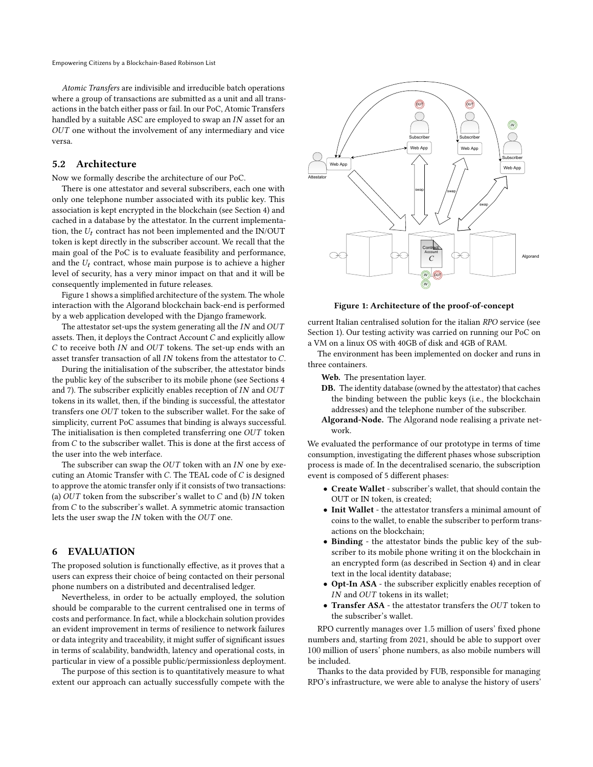*Atomic Transfers* are indivisible and irreducible batch operations where a group of transactions are submitted as a unit and all transactions in the batch either pass or fail. In our PoC, Atomic Transfers handled by a suitable ASC are employed to swap an *IN* asset for an *OUT* one without the involvement of any intermediary and vice versa.

## 5.2 Architecture

Now we formally describe the architecture of our PoC.

There is one attestator and several subscribers, each one with only one telephone number associated with its public key. This association is kept encrypted in the blockchain (see Section 4) and cached in a database by the attestator. In the current implementation, the $U_t$ contract has not been implemented and the IN/OUT token is kept directly in the subscriber account. We recall that the main goal of the PoC is to evaluate feasibility and performance, and the $U_t$ contract, whose main purpose is to achieve a higher level of security, has a very minor impact on that and it will be consequently implemented in future releases.

Figure 1 shows a simplified architecture of the system. The whole interaction with the Algorand blockchain back-end is performed by a web application developed with the Django framework.

The attestator set-ups the system generating all the *IN* and *OUT* assets. Then, it deploys the Contract Account $C$ and explicitly allow $C$ to receive both *IN* and *OUT* tokens. The set-up ends with an asset transfer transaction of all *IN* tokens from the attestator to $C$.

During the initialisation of the subscriber, the attestator binds the public key of the subscriber to its mobile phone (see Sections 4 and 7). The subscriber explicitly enables reception of *IN* and *OUT* tokens in its wallet, then, if the binding is successful, the attestator transfers one *OUT* token to the subscriber wallet. For the sake of simplicity, current PoC assumes that binding is always successful. The initialisation is then completed transferring one *OUT* token from $C$ to the subscriber wallet. This is done at the first access of the user into the web interface.

The subscriber can swap the *OUT* token with an *IN* one by executing an Atomic Transfer with $C$. The TEAL code of $C$ is designed to approve the atomic transfer only if it consists of two transactions: (a) *OUT* token from the subscriber's wallet to $C$ and (b) *IN* token from $C$ to the subscriber's wallet. A symmetric atomic transaction lets the user swap the *IN* token with the *OUT* one.

**Figure 1: Architecture of the proof-of-concept**

# 6 EVALUATION

The proposed solution is functionally effective, as it proves that a users can express their choice of being contacted on their personal phone numbers on a distributed and decentralised ledger.

Nevertheless, in order to be actually employed, the solution should be comparable to the current centralised one in terms of costs and performance. In fact, while a blockchain solution provides an evident improvement in terms of resilience to network failures or data integrity and traceability, it might suffer of significant issues in terms of scalability, bandwidth, latency and operational costs, in particular in view of a possible public/permissionless deployment.

The purpose of this section is to quantitatively measure to what extent our approach can actually successfully compete with the current Italian centralised solution for the italian *RPO* service (see Section 1). Our testing activity was carried on running our PoC on a VM on a linux OS with 40GB of disk and 4GB of RAM.

The environment has been implemented on docker and runs in three containers.

**Web.** The presentation layer.

**DB.** The identity database (owned by the attestator) that caches the binding between the public keys (i.e., the blockchain addresses) and the telephone number of the subscriber.

**Algorand-Node.** The Algorand node realising a private network.

We evaluated the performance of our prototype in terms of time consumption, investigating the different phases whose subscription process is made of. In the decentralised scenario, the subscription event is composed of 5 different phases:

- **Create Wallet** - subscriber's wallet, that should contain the OUT or IN token, is created;
- **Init Wallet** - the attestator transfers a minimal amount of coins to the wallet, to enable the subscriber to perform transactions on the blockchain;
- **Binding** - the attestator binds the public key of the subscriber to its mobile phone writing it on the blockchain in an encrypted form (as described in Section 4) and in clear text in the local identity database;
- **Opt-In ASA** - the subscriber explicitly enables reception of *IN* and *OUT* tokens in its wallet;
- **Transfer ASA** - the attestator transfers the *OUT* token to the subscriber's wallet.

RPO currently manages over 1.5 million of users' fixed phone numbers and, starting from 2021, should be able to support over 100 million of users' phone numbers, as also mobile numbers will be included.

Thanks to the data provided by FUB, responsible for managing RPO's infrastructure, we were able to analyse the history of users'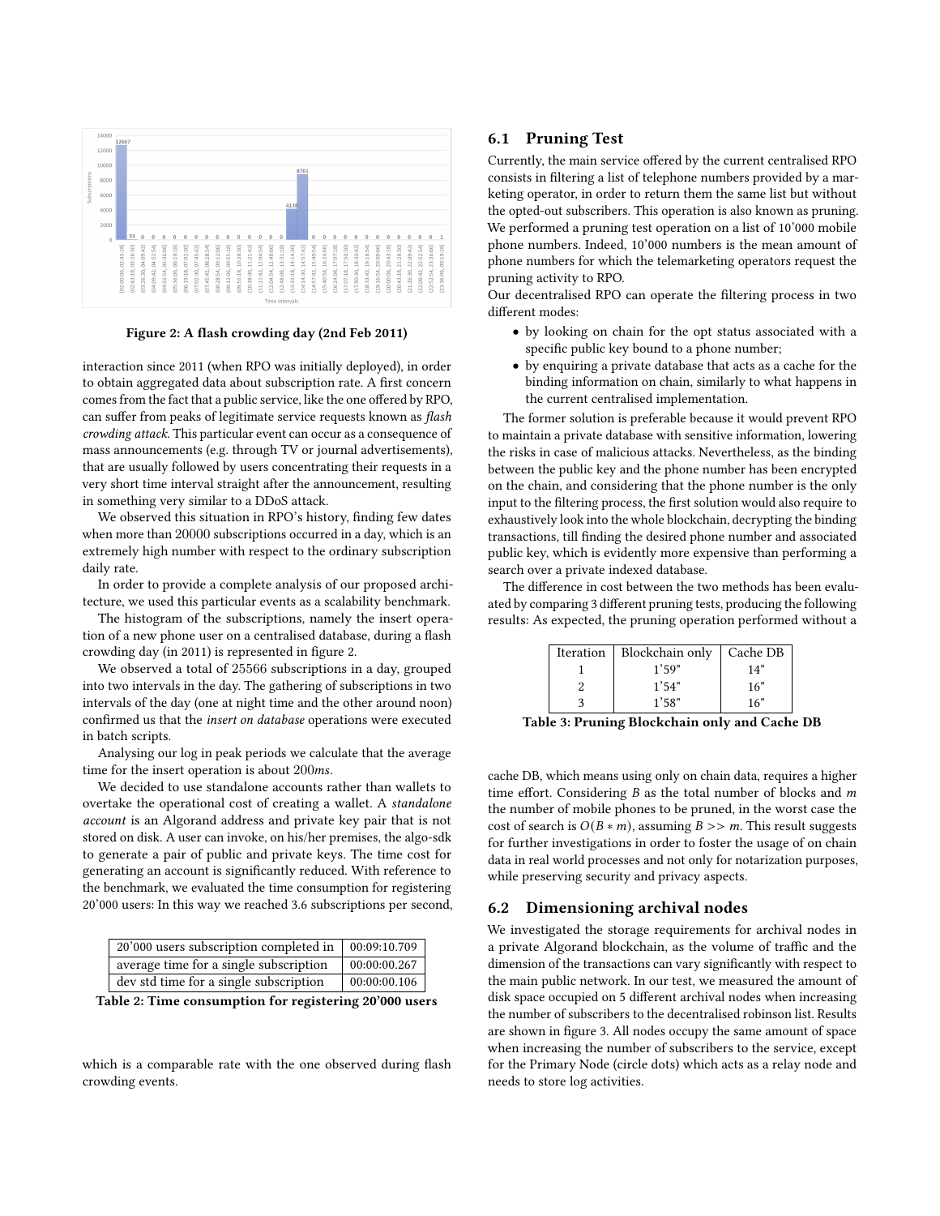Figure 2: A flash crowding day (2nd Feb 2011)

interaction since 2011 (when RPO was initially deployed), in order to obtain aggregated data about subscription rate. A first concern comes from the fact that a public service, like the one offered by RPO, can suffer from peaks of legitimate service requests known as *flash crowding attack*. This particular event can occur as a consequence of mass announcements (e.g. through TV or journal advertisements), that are usually followed by users concentrating their requests in a very short time interval straight after the announcement, resulting in something very similar to a DDoS attack.

We observed this situation in RPO's history, finding few dates when more than 20000 subscriptions occurred in a day, which is an extremely high number with respect to the ordinary subscription daily rate.

In order to provide a complete analysis of our proposed architecture, we used this particular events as a scalability benchmark.

The histogram of the subscriptions, namely the insert operation of a new phone user on a centralised database, during a flash crowding day (in 2011) is represented in figure 2.

We observed a total of 25566 subscriptions in a day, grouped into two intervals in the day. The gathering of subscriptions in two intervals of the day (one at night time and the other around noon) confirmed us that the *insert on database* operations were executed in batch scripts.

Analysing our log in peak periods we calculate that the average time for the insert operation is about 200*ms*.

We decided to use standalone accounts rather than wallets to overtake the operational cost of creating a wallet. A *standalone account* is an Algorand address and private key pair that is not stored on disk. A user can invoke, on his/her premises, the algo-sdk to generate a pair of public and private keys. The time cost for generating an account is significantly reduced. With reference to the benchmark, we evaluated the time consumption for registering 20'000 users: In this way we reached 3.6 subscriptions per second,

| 20'000 users subscription completed in | 00:09:10.709 |
|---|---|
| average time for a single subscription | 00:00:00.267 |
| dev std time for a single subscription | 00:00:00.106 |

Table 2: Time consumption for registering 20'000 users

which is a comparable rate with the one observed during flash crowding events.

## 6.1 Pruning Test

Currently, the main service offered by the current centralised RPO consists in filtering a list of telephone numbers provided by a marketing operator, in order to return them the same list but without the opted-out subscribers. This operation is also known as pruning. We performed a pruning test operation on a list of 10'000 mobile phone numbers. Indeed, 10'000 numbers is the mean amount of phone numbers for which the telemarketing operators request the pruning activity to RPO.

Our decentralised RPO can operate the filtering process in two different modes:

- by looking on chain for the opt status associated with a specific public key bound to a phone number;
- by enquiring a private database that acts as a cache for the binding information on chain, similarly to what happens in the current centralised implementation.

The former solution is preferable because it would prevent RPO to maintain a private database with sensitive information, lowering the risks in case of malicious attacks. Nevertheless, as the binding between the public key and the phone number has been encrypted on the chain, and considering that the phone number is the only input to the filtering process, the first solution would also require to exhaustively look into the whole blockchain, decrypting the binding transactions, till finding the desired phone number and associated public key, which is evidently more expensive than performing a search over a private indexed database.

The difference in cost between the two methods has been evaluated by comparing 3 different pruning tests, producing the following results: As expected, the pruning operation performed without a

| Iteration | Blockchain only | Cache DB |
|---|---|---|
| 1 | 1'59" | 14" |
| 2 | 1'54" | 16" |
| 3 | 1'58" | 16" |

Table 3: Pruning Blockchain only and Cache DB

cache DB, which means using only on chain data, requires a higher time effort. Considering $B$ as the total number of blocks and $m$ the number of mobile phones to be pruned, in the worst case the cost of search is $O(B * m)$, assuming $B >> m$. This result suggests for further investigations in order to foster the usage of on chain data in real world processes and not only for notarization purposes, while preserving security and privacy aspects.

## 6.2 Dimensioning archival nodes

We investigated the storage requirements for archival nodes in a private Algorand blockchain, as the volume of traffic and the dimension of the transactions can vary significantly with respect to the main public network. In our test, we measured the amount of disk space occupied on 5 different archival nodes when increasing the number of subscribers to the decentralised robinson list. Results are shown in figure 3. All nodes occupy the same amount of space when increasing the number of subscribers to the service, except for the Primary Node (circle dots) which acts as a relay node and needs to store log activities.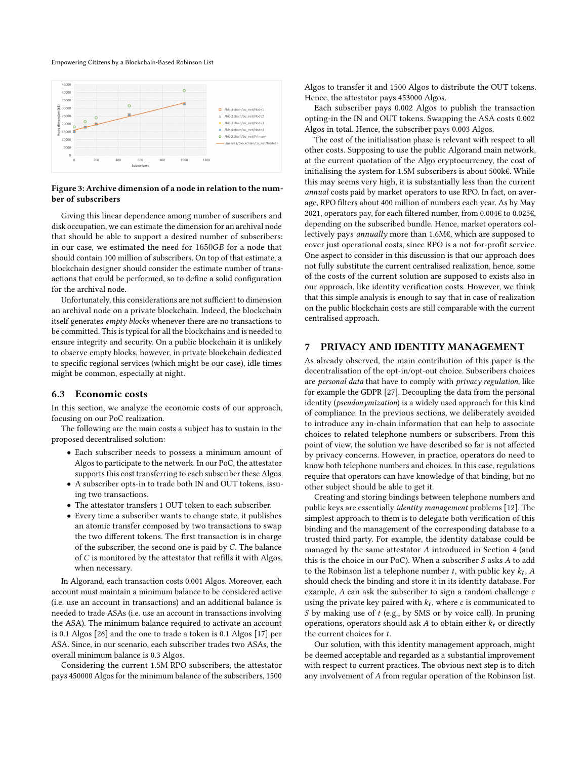Figure 3: Archive dimension of a node in relation to the number of subscribers

Giving this linear dependence among number of suscribers and disk occupation, we can estimate the dimension for an archival node that should be able to support a desired number of subscribers: in our case, we estimated the need for 1650$GB$ for a node that should contain 100 million of subscribers. On top of that estimate, a blockchain designer should consider the estimate number of transactions that could be performed, so to define a solid configuration for the archival node.

Unfortunately, this considerations are not sufficient to dimension an archival node on a private blockchain. Indeed, the blockchain itself generates *empty blocks* whenever there are no transactions to be committed. This is typical for all the blockchains and is needed to ensure integrity and security. On a public blockchain it is unlikely to observe empty blocks, however, in private blockchain dedicated to specific regional services (which might be our case), idle times might be common, especially at night.

### 6.3 Economic costs

In this section, we analyze the economic costs of our approach, focusing on our PoC realization.

The following are the main costs a subject has to sustain in the proposed decentralised solution:

- Each subscriber needs to possess a minimum amount of Algos to participate to the network. In our PoC, the attestator supports this cost transferring to each subscriber these Algos.
- A subscriber opts-in to trade both IN and OUT tokens, issuing two transactions.
- The attestator transfers 1 OUT token to each subscriber.
- Every time a subscriber wants to change state, it publishes an atomic transfer composed by two transactions to swap the two different tokens. The first transaction is in charge of the subscriber, the second one is paid by $C$. The balance of $C$ is monitored by the attestator that refills it with Algos, when necessary.

In Algorand, each transaction costs 0.001 Algos. Moreover, each account must maintain a minimum balance to be considered active (i.e. use an account in transactions) and an additional balance is needed to trade ASAs (i.e. use an account in transactions involving the ASA). The minimum balance required to activate an account is 0.1 Algos [26] and the one to trade a token is 0.1 Algos [17] per ASA. Since, in our scenario, each subscriber trades two ASAs, the overall minimum balance is 0.3 Algos.

Considering the current 1.5M RPO subscribers, the attestator pays 450000 Algos for the minimum balance of the subscribers, 1500 Algos to transfer it and 1500 Algos to distribute the OUT tokens. Hence, the attestator pays 453000 Algos.

Each subscriber pays 0.002 Algos to publish the transaction opting-in the IN and OUT tokens. Swapping the ASA costs 0.002 Algos in total. Hence, the subscriber pays 0.003 Algos.

The cost of the initialisation phase is relevant with respect to all other costs. Supposing to use the public Algorand main network, at the current quotation of the Algo cryptocurrency, the cost of initialising the system for 1.5M subscribers is about 500k€. While this may seems very high, it is substantially less than the current *annual* costs paid by market operators to use RPO. In fact, on average, RPO filters about 400 million of numbers each year. As by May 2021, operators pay, for each filtered number, from 0.004€ to 0.025€, depending on the subscribed bundle. Hence, market operators collectively pays *annually* more than 1.6M€, which are supposed to cover just operational costs, since RPO is a not-for-profit service. One aspect to consider in this discussion is that our approach does not fully substitute the current centralised realization, hence, some of the costs of the current solution are supposed to exists also in our approach, like identity verification costs. However, we think that this simple analysis is enough to say that in case of realization on the public blockchain costs are still comparable with the current centralised approach.

## 7 PRIVACY AND IDENTITY MANAGEMENT

As already observed, the main contribution of this paper is the decentralisation of the opt-in/opt-out choice. Subscribers choices are *personal data* that have to comply with *privacy regulation*, like for example the GDPR [27]. Decoupling the data from the personal identity (*pseudonymization*) is a widely used approach for this kind of compliance. In the previous sections, we deliberately avoided to introduce any in-chain information that can help to associate choices to related telephone numbers or subscribers. From this point of view, the solution we have described so far is not affected by privacy concerns. However, in practice, operators do need to know both telephone numbers and choices. In this case, regulations require that operators can have knowledge of that binding, but no other subject should be able to get it.

Creating and storing bindings between telephone numbers and public keys are essentially *identity management* problems [12]. The simplest approach to them is to delegate both verification of this binding and the management of the corresponding database to a trusted third party. For example, the identity database could be managed by the same attestator $A$ introduced in Section 4 (and this is the choice in our PoC). When a subscriber $S$ asks $A$ to add to the Robinson list a telephone number $t$, with public key $k_t$, $A$ should check the binding and store it in its identity database. For example, $A$ can ask the subscriber to sign a random challenge $c$ using the private key paired with $k_t$, where $c$ is communicated to $S$ by making use of $t$ (e.g., by SMS or by voice call). In pruning operations, operators should ask $A$ to obtain either $k_t$ or directly the current choices for $t$.

Our solution, with this identity management approach, might be deemed acceptable and regarded as a substantial improvement with respect to current practices. The obvious next step is to ditch any involvement of $A$ from regular operation of the Robinson list.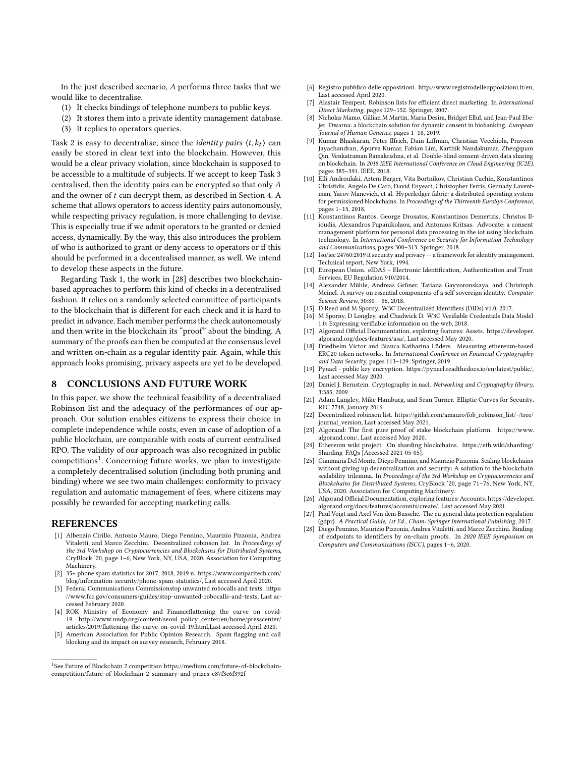In the just described scenario, $A$ performs three tasks that we would like to decentralise.

1. It checks bindings of telephone numbers to public keys.
2. It stores them into a private identity management database.
3. It replies to operators queries.

Task 2 is easy to decentralise, since the *identity pairs* $\langle t, k_t \rangle$ can easily be stored in clear text into the blockchain. However, this would be a clear privacy violation, since blockchain is supposed to be accessible to a multitude of subjects. If we accept to keep Task 3 centralised, then the identity pairs can be encrypted so that only $A$ and the owner of $t$ can decrypt them, as described in Section 4. A scheme that allows operators to access identity pairs autonomously, while respecting privacy regulation, is more challenging to devise. This is especially true if we admit operators to be granted or denied access, dynamically. By the way, this also introduces the problem of who is authorized to grant or deny access to operators or if this should be performed in a decentralised manner, as well. We intend to develop these aspects in the future.

Regarding Task 1, the work in [28] describes two blockchain-based approaches to perform this kind of checks in a decentralised fashion. It relies on a randomly selected committee of participants to the blockchain that is different for each check and it is hard to predict in advance. Each member performs the check autonomously and then write in the blockchain its "proof" about the binding. A summary of the proofs can then be computed at the consensus level and written on-chain as a regular identity pair. Again, while this approach looks promising, privacy aspects are yet to be developed.

## 8 CONCLUSIONS AND FUTURE WORK

In this paper, we show the technical feasibility of a decentralised Robinson list and the adequacy of the performances of our approach. Our solution enables citizens to express their choice in complete independence while costs, even in case of adoption of a public blockchain, are comparable with costs of current centralised RPO. The validity of our approach was also recognized in public competitions[1]. Concerning future works, we plan to investigate a completely decentralised solution (including both pruning and binding) where we see two main challenges: conformity to privacy regulation and automatic management of fees, where citizens may possibly be rewarded for accepting marketing calls.

## REFERENCES

- [1] Albenzio Cirillo, Antonio Mauro, Diego Pennino, Maurizio Pizzonia, Andrea Vitaletti, and Marco Zecchini. Decentralized robinson list. In *Proceedings of the 3rd Workshop on Cryptocurrencies and Blockchains for Distributed Systems*, CryBlock '20, page 1–6, New York, NY, USA, 2020. Association for Computing Machinery.
- [2] 35+ phone spam statistics for 2017, 2018, 2019 n. https://www.comparitech.com/blog/information-security/phone-spam-statistics/, Last accessed April 2020.
- [3] Federal Communications Commissionstop unwanted robocalls and texts. https://www.fcc.gov/consumers/guides/stop-unwanted-robocalls-and-texts, Last accessed February 2020.
- [4] ROK Ministry of Economy and Financeflattening the curve on covid-19. http://www.undp.org/content/seoul_policy_center/en/home/presscenter/articles/2019/flattening-the-curve-on-covid-19.html,Last accessed April 2020.
- [5] American Association for Public Opinion Research. Spam flagging and call blocking and its impact on survey research, February 2018.
- [6] Registro pubblico delle opposizioni. http://www.registrodelleopposizioni.it/en, Last accessed April 2020.
- [7] Alastair Tempest. Robinson lists for efficient direct marketing. In *International Direct Marketing*, pages 129–152. Springer, 2007.
- [8] Nicholas Mamo, Gillian M Martin, Maria Desira, Bridget Ellul, and Jean-Paul Ebejer. Dwarna: a blockchain solution for dynamic consent in biobanking. *European Journal of Human Genetics*, pages 1–18, 2019.
- [9] Kumar Bhaskaran, Peter Ilfrich, Dain Liffman, Christian Vecchiola, Praveen Jayachandran, Apurva Kumar, Fabian Lim, Karthik Nandakumar, Zhengquan Qin, Venkatraman Ramakrishna, et al. Double-blind consent-driven data sharing on blockchain. In *2018 IEEE International Conference on Cloud Engineering (IC2E)*, pages 385–391. IEEE, 2018.
- [10] Elli Androulaki, Artem Barger, Vita Bortnikov, Christian Cachin, Konstantinos Christidis, Angelo De Caro, David Enyeart, Christopher Ferris, Gennady Laventman, Yacov Manevich, et al. Hyperledger fabric: a distributed operating system for permissioned blockchains. In *Proceedings of the Thirteenth EuroSys Conference*, pages 1–15, 2018.
- [11] Konstantinos Rantos, George Drosatos, Konstantinos Demertzis, Christos Ilioudis, Alexandros Papanikolaou, and Antonios Kritsas. Advocate: a consent management platform for personal data processing in the iot using blockchain technology. In *International Conference on Security for Information Technology and Communications*, pages 300–313. Springer, 2018.
- [12] Iso/iec 24760:2019 it security and privacy — a framework for identity management. Technical report, New York, 1994.
- [13] European Union. eIDAS – Electronic Identification, Authentication and Trust Services, EU Regulation 910/2014.
- [14] Alexander Mühle, Andreas Grüner, Tatiana Gayvoronskaya, and Christoph Meinel. A survey on essential components of a self-sovereign identity. *Computer Science Review*, 30:80 – 86, 2018.
- [15] D Reed and M Sporny. W3C Decentralized Identifiers (DIDs) v1.0, 2017.
- [16] M Sporny, D Longley, and Chadwick D. W3C Verifiable Credentials Data Model 1.0: Expressing verifiable information on the web, 2018.
- [17] Algorand Official Documentation, exploring features: Assets. https://developer.algorand.org/docs/features/asa/, Last accessed May 2020.
- [18] Friedhelm Victor and Bianca Katharina Lüders. Measuring ethereum-based ERC20 token networks. In *International Conference on Financial Cryptography and Data Security*, pages 113–129. Springer, 2019.
- [19] Pynacl - public key encryption. https://pynacl.readthedocs.io/en/latest/public/, Last accessed May 2020.
- [20] Daniel J. Bernstein. Cryptography in nacl. *Networking and Cryptography library*, 3:385, 2009.
- [21] Adam Langley, Mike Hamburg, and Sean Turner. Elliptic Curves for Security. RFC 7748, January 2016.
- [22] Decentralized robinson list. https://gitlab.com/amauro/fob_robinson_list/-/tree/journal_version, Last accessed May 2021.
- [23] Algorand: The first pure proof of stake blockchain platform. https://www.algorand.com/, Last accessed May 2020.
- [24] Ethereum wiki project. On sharding blockchains. https://eth.wiki/sharding/Sharding-FAQs [Accessed 2021-05-05].
- [25] Gianmaria Del Monte, Diego Pennino, and Maurizio Pizzonia. Scaling blockchains without giving up decentralization and security: A solution to the blockchain scalability trilemma. In *Proceedings of the 3rd Workshop on Cryptocurrencies and Blockchains for Distributed Systems*, CryBlock '20, page 71–76, New York, NY, USA, 2020. Association for Computing Machinery.
- [26] Algorand Official Documentation, exploring features: Accounts. https://developer.algorand.org/docs/features/accounts/create/, Last accessed May 2021.
- [27] Paul Voigt and Axel Von dem Bussche. The eu general data protection regulation (gdpr). *A Practical Guide, 1st Ed., Cham: Springer International Publishing*, 2017.
- [28] Diego Pennino, Maurizio Pizzonia, Andrea Vitaletti, and Marco Zecchini. Binding of endpoints to identifiers by on-chain proofs. In *2020 IEEE Symposium on Computers and Communications (ISCC)*, pages 1–6, 2020.

[1] See Future of Blockchain 2 competition https://medium.com/future-of-blockchain-competition/future-of-blockchain-2-summary-and-prizes-e87f3c6f392f